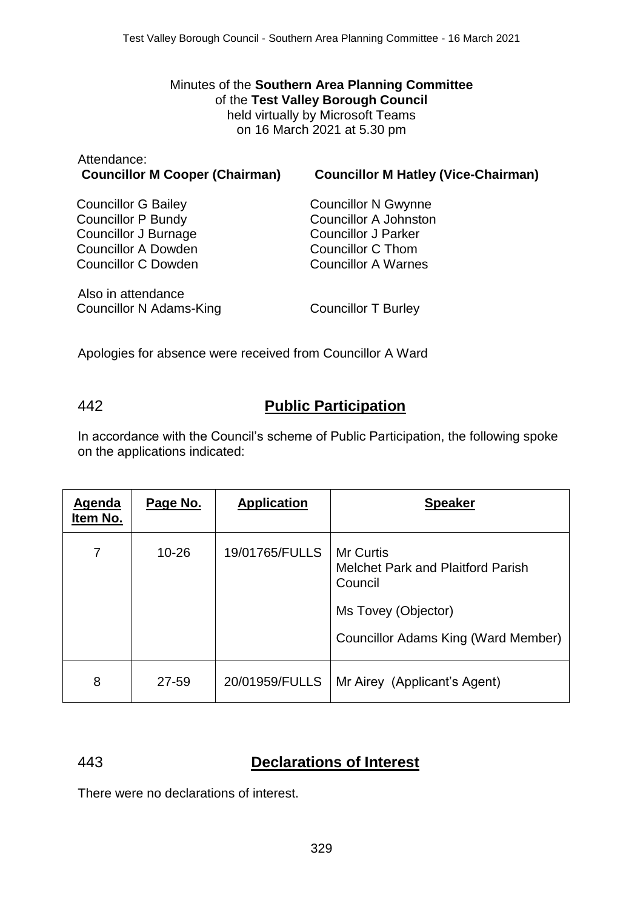Minutes of the **Southern Area Planning Committee**
of the **Test Valley Borough Council**
held virtually by Microsoft Teams
on 16 March 2021 at 5.30 pm

Attendance:

**Councillor M Cooper (Chairman)**

**Councillor M Hatley (Vice-Chairman)**

Councillor G Bailey
Councillor P Bundy
Councillor J Burnage
Councillor A Dowden
Councillor C Dowden
Councillor N Gwynne
Councillor A Johnston
Councillor J Parker
Councillor C Thom
Councillor A Warnes

Also in attendance
Councillor N Adams-King
Councillor T Burley

Apologies for absence were received from Councillor A Ward

## 442 Public Participation

In accordance with the Council's scheme of Public Participation, the following spoke on the applications indicated:

| **Agenda Item No.** | **Page No.** | **Application** | **Speaker** |
|---|---|---|---|
| 7 | 10-26 | 19/01765/FULLS | Mr Curtis Melchet Park and Plaitford Parish Council<br><br>Ms Tovey (Objector)<br><br>Councillor Adams King (Ward Member) |
| 8 | 27-59 | 20/01959/FULLS | Mr Airey (Applicant's Agent) |

## 443 Declarations of Interest

There were no declarations of interest.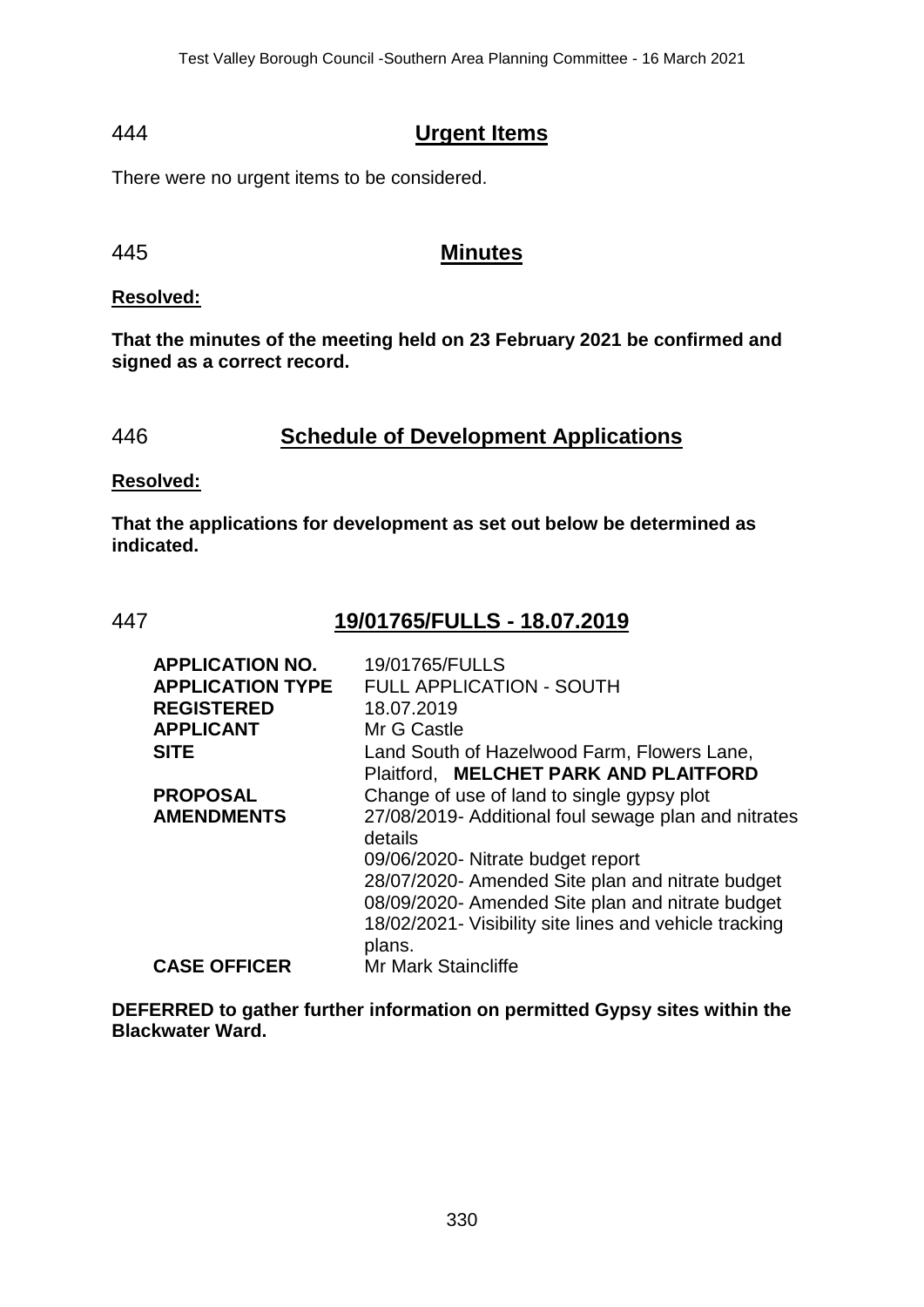## 444 Urgent Items

There were no urgent items to be considered.

## 445 Minutes

**Resolved:**

**That the minutes of the meeting held on 23 February 2021 be confirmed and signed as a correct record.**

## 446 Schedule of Development Applications

**Resolved:**

**That the applications for development as set out below be determined as indicated.**

## 447 19/01765/FULLS - 18.07.2019

| | |
|---|---|
| **APPLICATION NO.** | 19/01765/FULLS |
| **APPLICATION TYPE** | FULL APPLICATION - SOUTH |
| **REGISTERED** | 18.07.2019 |
| **APPLICANT** | Mr G Castle |
| **SITE** | Land South of Hazelwood Farm, Flowers Lane, Plaitford, **MELCHET PARK AND PLAITFORD** |
| **PROPOSAL** | Change of use of land to single gypsy plot |
| **AMENDMENTS** | 27/08/2019- Additional foul sewage plan and nitrates details<br>09/06/2020- Nitrate budget report<br>28/07/2020- Amended Site plan and nitrate budget<br>08/09/2020- Amended Site plan and nitrate budget<br>18/02/2021- Visibility site lines and vehicle tracking plans. |
| **CASE OFFICER** | Mr Mark Staincliffe |

**DEFERRED to gather further information on permitted Gypsy sites within the Blackwater Ward.**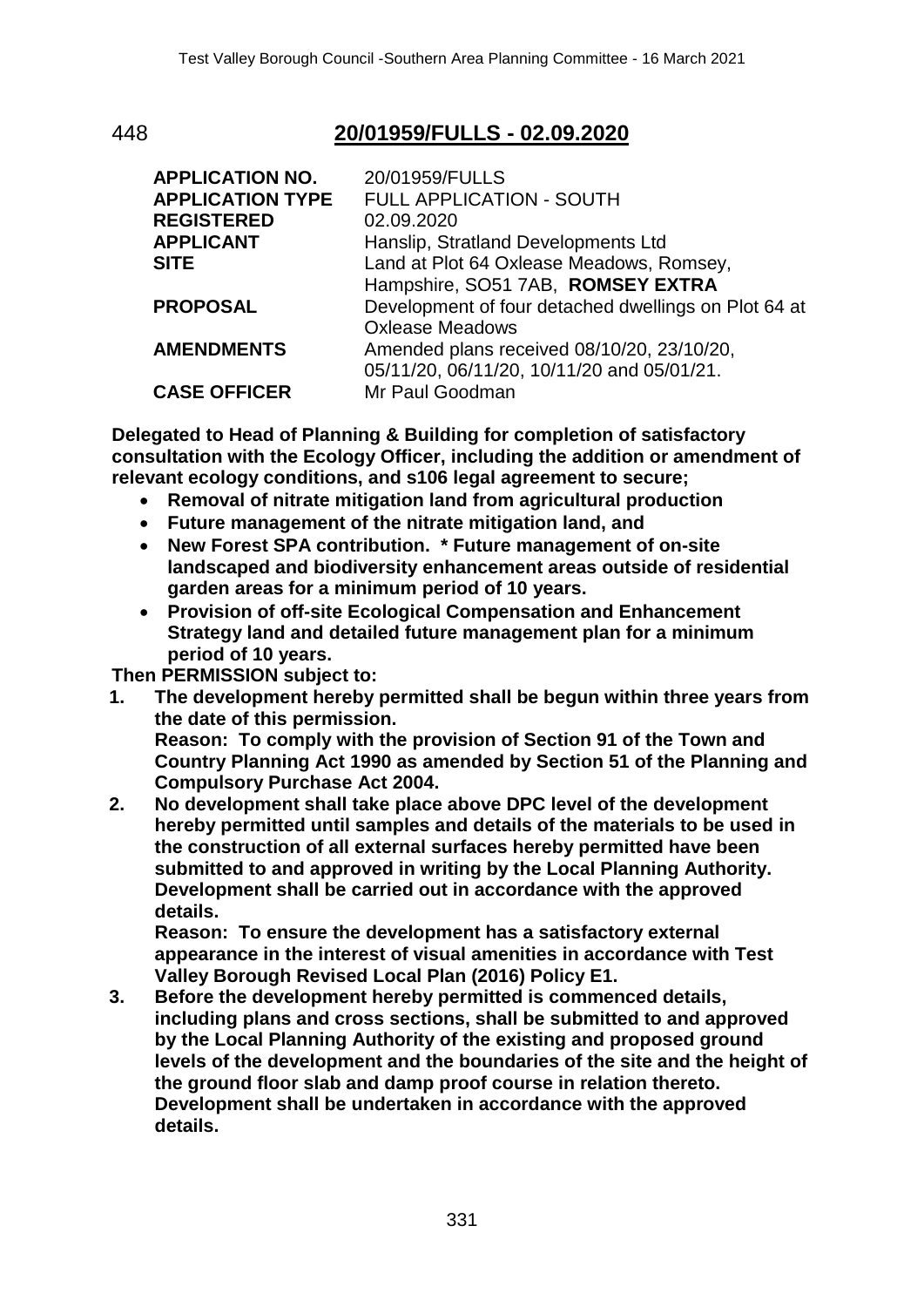## 448 20/01959/FULLS - 02.09.2020

| | |
|---|---|
| **APPLICATION NO.** | 20/01959/FULLS |
| **APPLICATION TYPE** | FULL APPLICATION - SOUTH |
| **REGISTERED** | 02.09.2020 |
| **APPLICANT** | Hanslip, Stratland Developments Ltd |
| **SITE** | Land at Plot 64 Oxlease Meadows, Romsey, Hampshire, SO51 7AB, **ROMSEY EXTRA** |
| **PROPOSAL** | Development of four detached dwellings on Plot 64 at Oxlease Meadows |
| **AMENDMENTS** | Amended plans received 08/10/20, 23/10/20, 05/11/20, 06/11/20, 10/11/20 and 05/01/21. |
| **CASE OFFICER** | Mr Paul Goodman |

**Delegated to Head of Planning & Building for completion of satisfactory consultation with the Ecology Officer, including the addition or amendment of relevant ecology conditions, and s106 legal agreement to secure;**

- **Removal of nitrate mitigation land from agricultural production**
- **Future management of the nitrate mitigation land, and**
- **New Forest SPA contribution. * Future management of on-site landscaped and biodiversity enhancement areas outside of residential garden areas for a minimum period of 10 years.**
- **Provision of off-site Ecological Compensation and Enhancement Strategy land and detailed future management plan for a minimum period of 10 years.**

**Then PERMISSION subject to:**

1. **The development hereby permitted shall be begun within three years from the date of this permission.**
   **Reason: To comply with the provision of Section 91 of the Town and Country Planning Act 1990 as amended by Section 51 of the Planning and Compulsory Purchase Act 2004.**
2. **No development shall take place above DPC level of the development hereby permitted until samples and details of the materials to be used in the construction of all external surfaces hereby permitted have been submitted to and approved in writing by the Local Planning Authority. Development shall be carried out in accordance with the approved details.**
   **Reason: To ensure the development has a satisfactory external appearance in the interest of visual amenities in accordance with Test Valley Borough Revised Local Plan (2016) Policy E1.**
3. **Before the development hereby permitted is commenced details, including plans and cross sections, shall be submitted to and approved by the Local Planning Authority of the existing and proposed ground levels of the development and the boundaries of the site and the height of the ground floor slab and damp proof course in relation thereto. Development shall be undertaken in accordance with the approved details.**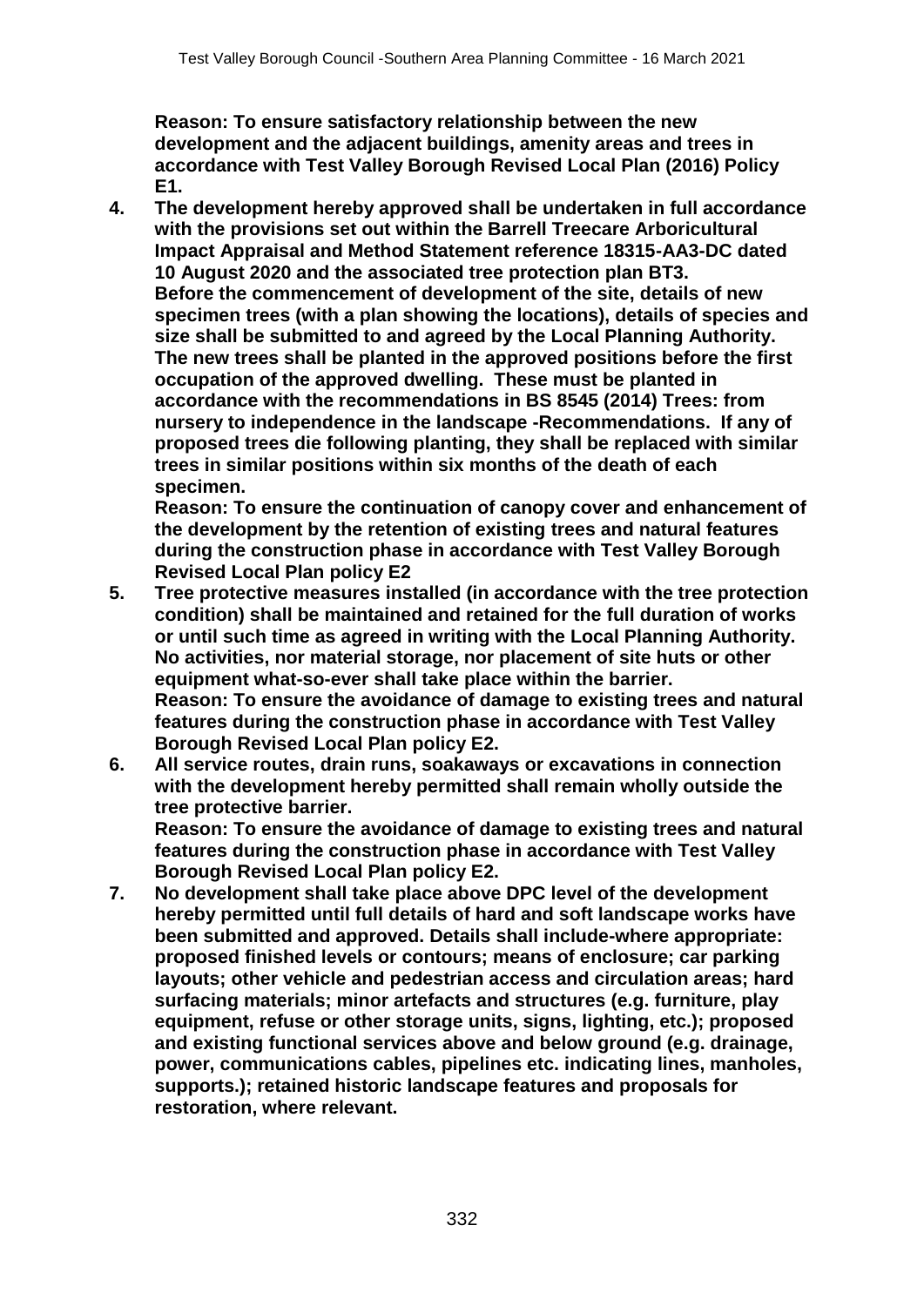**Reason: To ensure satisfactory relationship between the new development and the adjacent buildings, amenity areas and trees in accordance with Test Valley Borough Revised Local Plan (2016) Policy E1.**

4. **The development hereby approved shall be undertaken in full accordance with the provisions set out within the Barrell Treecare Arboricultural Impact Appraisal and Method Statement reference 18315-AA3-DC dated 10 August 2020 and the associated tree protection plan BT3. Before the commencement of development of the site, details of new specimen trees (with a plan showing the locations), details of species and size shall be submitted to and agreed by the Local Planning Authority. The new trees shall be planted in the approved positions before the first occupation of the approved dwelling. These must be planted in accordance with the recommendations in BS 8545 (2014) Trees: from nursery to independence in the landscape -Recommendations. If any of proposed trees die following planting, they shall be replaced with similar trees in similar positions within six months of the death of each specimen.**
   **Reason: To ensure the continuation of canopy cover and enhancement of the development by the retention of existing trees and natural features during the construction phase in accordance with Test Valley Borough Revised Local Plan policy E2**

5. **Tree protective measures installed (in accordance with the tree protection condition) shall be maintained and retained for the full duration of works or until such time as agreed in writing with the Local Planning Authority. No activities, nor material storage, nor placement of site huts or other equipment what-so-ever shall take place within the barrier.**
   **Reason: To ensure the avoidance of damage to existing trees and natural features during the construction phase in accordance with Test Valley Borough Revised Local Plan policy E2.**

6. **All service routes, drain runs, soakaways or excavations in connection with the development hereby permitted shall remain wholly outside the tree protective barrier.**
   **Reason: To ensure the avoidance of damage to existing trees and natural features during the construction phase in accordance with Test Valley Borough Revised Local Plan policy E2.**

7. **No development shall take place above DPC level of the development hereby permitted until full details of hard and soft landscape works have been submitted and approved. Details shall include-where appropriate: proposed finished levels or contours; means of enclosure; car parking layouts; other vehicle and pedestrian access and circulation areas; hard surfacing materials; minor artefacts and structures (e.g. furniture, play equipment, refuse or other storage units, signs, lighting, etc.); proposed and existing functional services above and below ground (e.g. drainage, power, communications cables, pipelines etc. indicating lines, manholes, supports.); retained historic landscape features and proposals for restoration, where relevant.**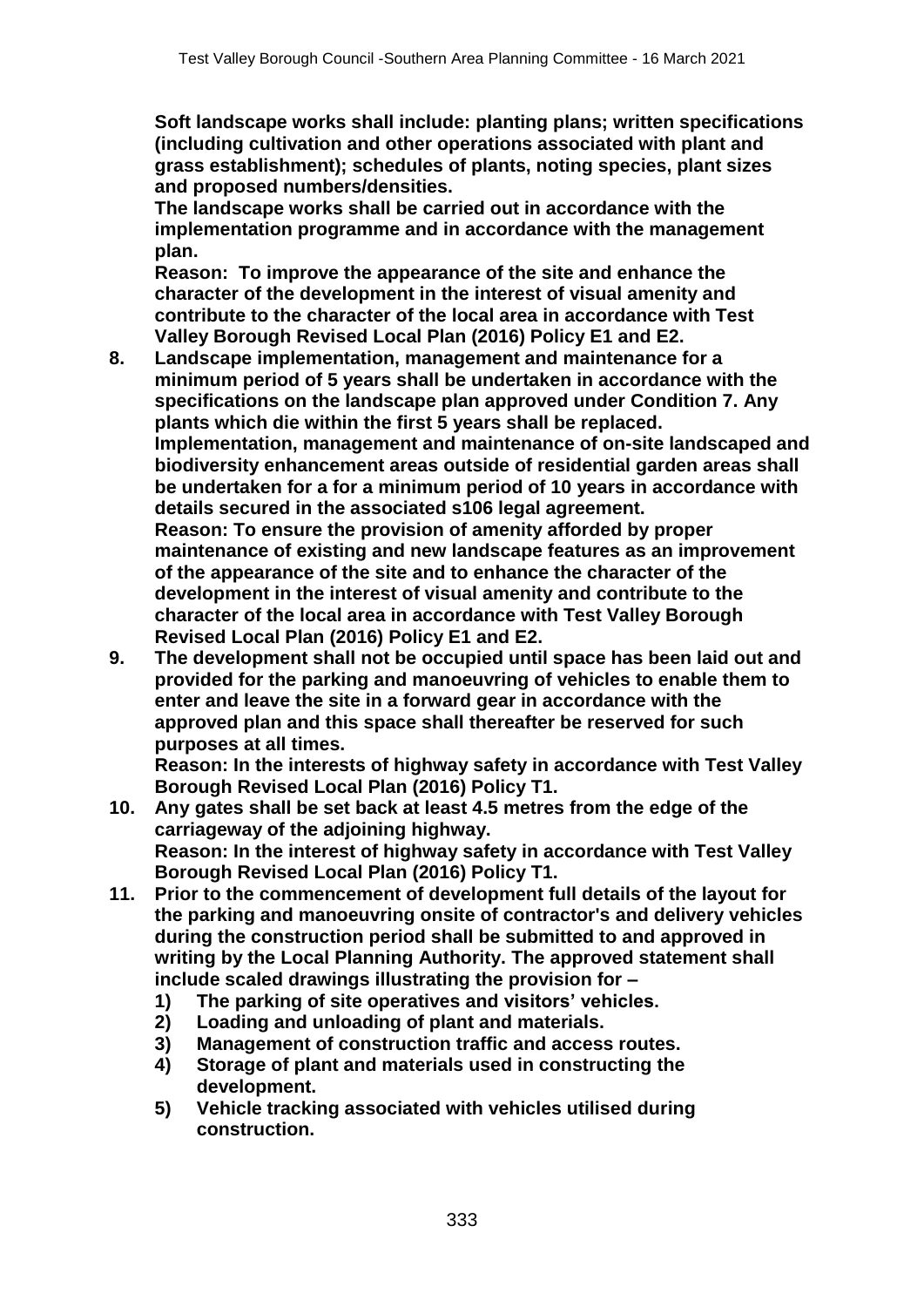**Soft landscape works shall include: planting plans; written specifications (including cultivation and other operations associated with plant and grass establishment); schedules of plants, noting species, plant sizes and proposed numbers/densities.**

**The landscape works shall be carried out in accordance with the implementation programme and in accordance with the management plan.**

**Reason: To improve the appearance of the site and enhance the character of the development in the interest of visual amenity and contribute to the character of the local area in accordance with Test Valley Borough Revised Local Plan (2016) Policy E1 and E2.**

8. **Landscape implementation, management and maintenance for a minimum period of 5 years shall be undertaken in accordance with the specifications on the landscape plan approved under Condition 7. Any plants which die within the first 5 years shall be replaced. Implementation, management and maintenance of on-site landscaped and biodiversity enhancement areas outside of residential garden areas shall be undertaken for a for a minimum period of 10 years in accordance with details secured in the associated s106 legal agreement.**

   **Reason: To ensure the provision of amenity afforded by proper maintenance of existing and new landscape features as an improvement of the appearance of the site and to enhance the character of the development in the interest of visual amenity and contribute to the character of the local area in accordance with Test Valley Borough Revised Local Plan (2016) Policy E1 and E2.**

9. **The development shall not be occupied until space has been laid out and provided for the parking and manoeuvring of vehicles to enable them to enter and leave the site in a forward gear in accordance with the approved plan and this space shall thereafter be reserved for such purposes at all times.**

   **Reason: In the interests of highway safety in accordance with Test Valley Borough Revised Local Plan (2016) Policy T1.**

10. **Any gates shall be set back at least 4.5 metres from the edge of the carriageway of the adjoining highway.**

    **Reason: In the interest of highway safety in accordance with Test Valley Borough Revised Local Plan (2016) Policy T1.**

11. **Prior to the commencement of development full details of the layout for the parking and manoeuvring onsite of contractor's and delivery vehicles during the construction period shall be submitted to and approved in writing by the Local Planning Authority. The approved statement shall include scaled drawings illustrating the provision for –**
    1) **The parking of site operatives and visitors' vehicles.**
    2) **Loading and unloading of plant and materials.**
    3) **Management of construction traffic and access routes.**
    4) **Storage of plant and materials used in constructing the development.**
    5) **Vehicle tracking associated with vehicles utilised during construction.**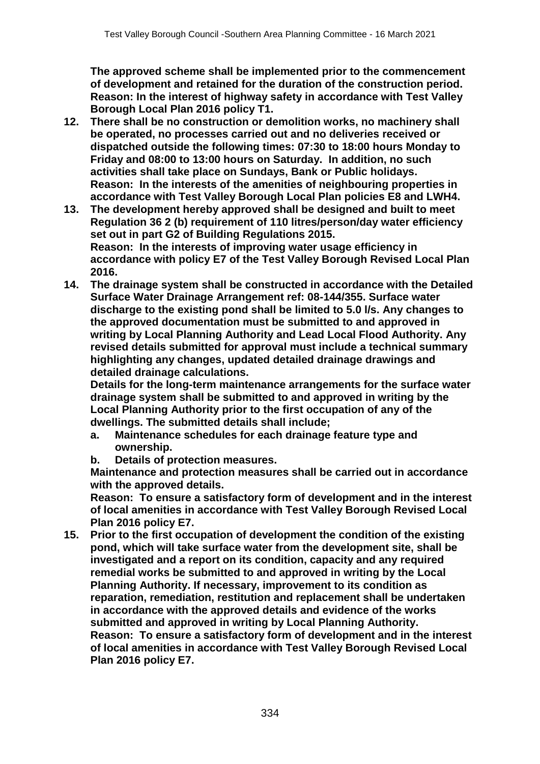**The approved scheme shall be implemented prior to the commencement of development and retained for the duration of the construction period.**
**Reason: In the interest of highway safety in accordance with Test Valley Borough Local Plan 2016 policy T1.**

12. **There shall be no construction or demolition works, no machinery shall be operated, no processes carried out and no deliveries received or dispatched outside the following times: 07:30 to 18:00 hours Monday to Friday and 08:00 to 13:00 hours on Saturday. In addition, no such activities shall take place on Sundays, Bank or Public holidays.**
**Reason: In the interests of the amenities of neighbouring properties in accordance with Test Valley Borough Local Plan policies E8 and LWH4.**

13. **The development hereby approved shall be designed and built to meet Regulation 36 2 (b) requirement of 110 litres/person/day water efficiency set out in part G2 of Building Regulations 2015.**
**Reason: In the interests of improving water usage efficiency in accordance with policy E7 of the Test Valley Borough Revised Local Plan 2016.**

14. **The drainage system shall be constructed in accordance with the Detailed Surface Water Drainage Arrangement ref: 08-144/355. Surface water discharge to the existing pond shall be limited to 5.0 l/s. Any changes to the approved documentation must be submitted to and approved in writing by Local Planning Authority and Lead Local Flood Authority. Any revised details submitted for approval must include a technical summary highlighting any changes, updated detailed drainage drawings and detailed drainage calculations.**
**Details for the long-term maintenance arrangements for the surface water drainage system shall be submitted to and approved in writing by the Local Planning Authority prior to the first occupation of any of the dwellings. The submitted details shall include;**
    a. **Maintenance schedules for each drainage feature type and ownership.**
    b. **Details of protection measures.**

    **Maintenance and protection measures shall be carried out in accordance with the approved details.**
    **Reason: To ensure a satisfactory form of development and in the interest of local amenities in accordance with Test Valley Borough Revised Local Plan 2016 policy E7.**

15. **Prior to the first occupation of development the condition of the existing pond, which will take surface water from the development site, shall be investigated and a report on its condition, capacity and any required remedial works be submitted to and approved in writing by the Local Planning Authority. If necessary, improvement to its condition as reparation, remediation, restitution and replacement shall be undertaken in accordance with the approved details and evidence of the works submitted and approved in writing by Local Planning Authority.**
**Reason: To ensure a satisfactory form of development and in the interest of local amenities in accordance with Test Valley Borough Revised Local Plan 2016 policy E7.**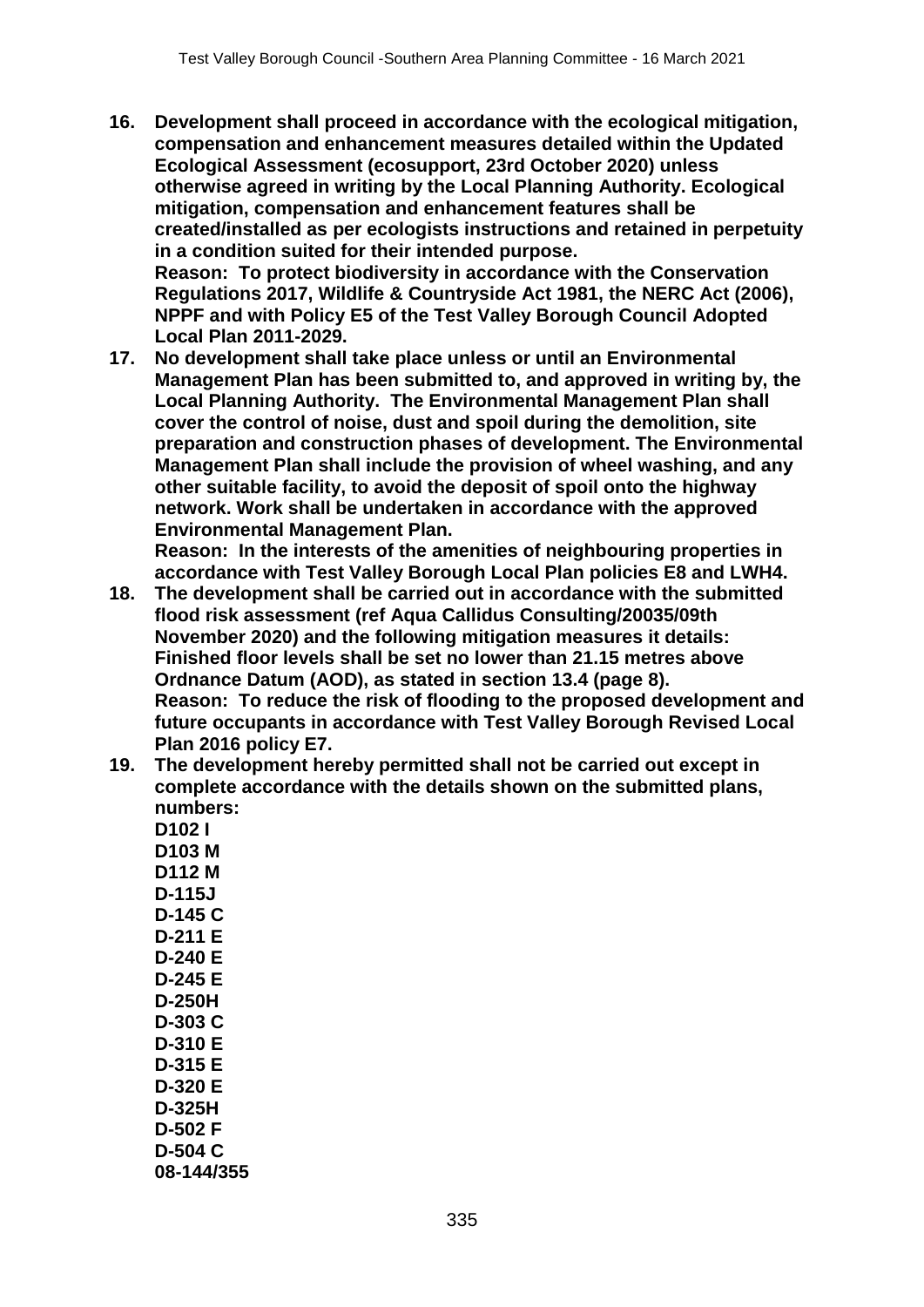**16. Development shall proceed in accordance with the ecological mitigation, compensation and enhancement measures detailed within the Updated Ecological Assessment (ecosupport, 23rd October 2020) unless otherwise agreed in writing by the Local Planning Authority. Ecological mitigation, compensation and enhancement features shall be created/installed as per ecologists instructions and retained in perpetuity in a condition suited for their intended purpose.**
**Reason: To protect biodiversity in accordance with the Conservation Regulations 2017, Wildlife & Countryside Act 1981, the NERC Act (2006), NPPF and with Policy E5 of the Test Valley Borough Council Adopted Local Plan 2011-2029.**

**17. No development shall take place unless or until an Environmental Management Plan has been submitted to, and approved in writing by, the Local Planning Authority. The Environmental Management Plan shall cover the control of noise, dust and spoil during the demolition, site preparation and construction phases of development. The Environmental Management Plan shall include the provision of wheel washing, and any other suitable facility, to avoid the deposit of spoil onto the highway network. Work shall be undertaken in accordance with the approved Environmental Management Plan.**
**Reason: In the interests of the amenities of neighbouring properties in accordance with Test Valley Borough Local Plan policies E8 and LWH4.**

**18. The development shall be carried out in accordance with the submitted flood risk assessment (ref Aqua Callidus Consulting/20035/09th November 2020) and the following mitigation measures it details: Finished floor levels shall be set no lower than 21.15 metres above Ordnance Datum (AOD), as stated in section 13.4 (page 8).**
**Reason: To reduce the risk of flooding to the proposed development and future occupants in accordance with Test Valley Borough Revised Local Plan 2016 policy E7.**

**19. The development hereby permitted shall not be carried out except in complete accordance with the details shown on the submitted plans, numbers:**
**D102 I**
**D103 M**
**D112 M**
**D-115J**
**D-145 C**
**D-211 E**
**D-240 E**
**D-245 E**
**D-250H**
**D-303 C**
**D-310 E**
**D-315 E**
**D-320 E**
**D-325H**
**D-502 F**
**D-504 C**
**08-144/355**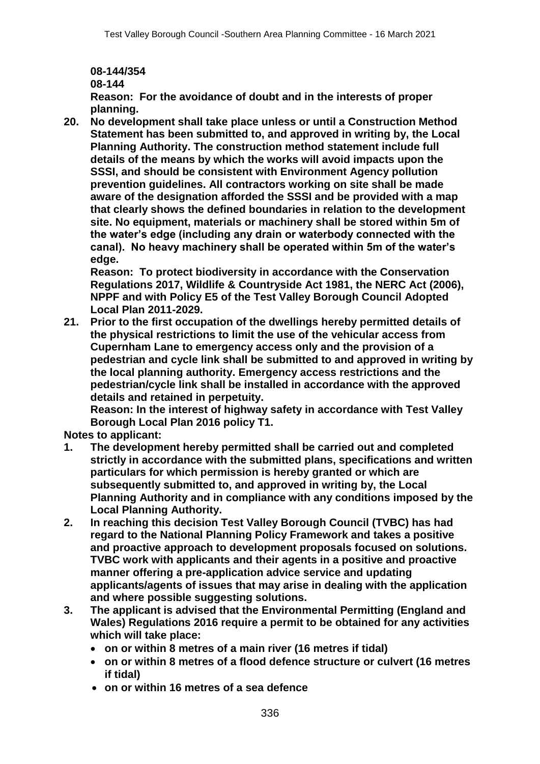**08-144/354**

**08-144**

**Reason: For the avoidance of doubt and in the interests of proper planning.**

20. **No development shall take place unless or until a Construction Method Statement has been submitted to, and approved in writing by, the Local Planning Authority. The construction method statement include full details of the means by which the works will avoid impacts upon the SSSI, and should be consistent with Environment Agency pollution prevention guidelines. All contractors working on site shall be made aware of the designation afforded the SSSI and be provided with a map that clearly shows the defined boundaries in relation to the development site. No equipment, materials or machinery shall be stored within 5m of the water's edge (including any drain or waterbody connected with the canal). No heavy machinery shall be operated within 5m of the water's edge.**

    **Reason: To protect biodiversity in accordance with the Conservation Regulations 2017, Wildlife & Countryside Act 1981, the NERC Act (2006), NPPF and with Policy E5 of the Test Valley Borough Council Adopted Local Plan 2011-2029.**

21. **Prior to the first occupation of the dwellings hereby permitted details of the physical restrictions to limit the use of the vehicular access from Cupernham Lane to emergency access only and the provision of a pedestrian and cycle link shall be submitted to and approved in writing by the local planning authority. Emergency access restrictions and the pedestrian/cycle link shall be installed in accordance with the approved details and retained in perpetuity.**

    **Reason: In the interest of highway safety in accordance with Test Valley Borough Local Plan 2016 policy T1.**

**Notes to applicant:**

1. **The development hereby permitted shall be carried out and completed strictly in accordance with the submitted plans, specifications and written particulars for which permission is hereby granted or which are subsequently submitted to, and approved in writing by, the Local Planning Authority and in compliance with any conditions imposed by the Local Planning Authority.**
2. **In reaching this decision Test Valley Borough Council (TVBC) has had regard to the National Planning Policy Framework and takes a positive and proactive approach to development proposals focused on solutions. TVBC work with applicants and their agents in a positive and proactive manner offering a pre-application advice service and updating applicants/agents of issues that may arise in dealing with the application and where possible suggesting solutions.**
3. **The applicant is advised that the Environmental Permitting (England and Wales) Regulations 2016 require a permit to be obtained for any activities which will take place:**
    - **on or within 8 metres of a main river (16 metres if tidal)**
    - **on or within 8 metres of a flood defence structure or culvert (16 metres if tidal)**
    - **on or within 16 metres of a sea defence**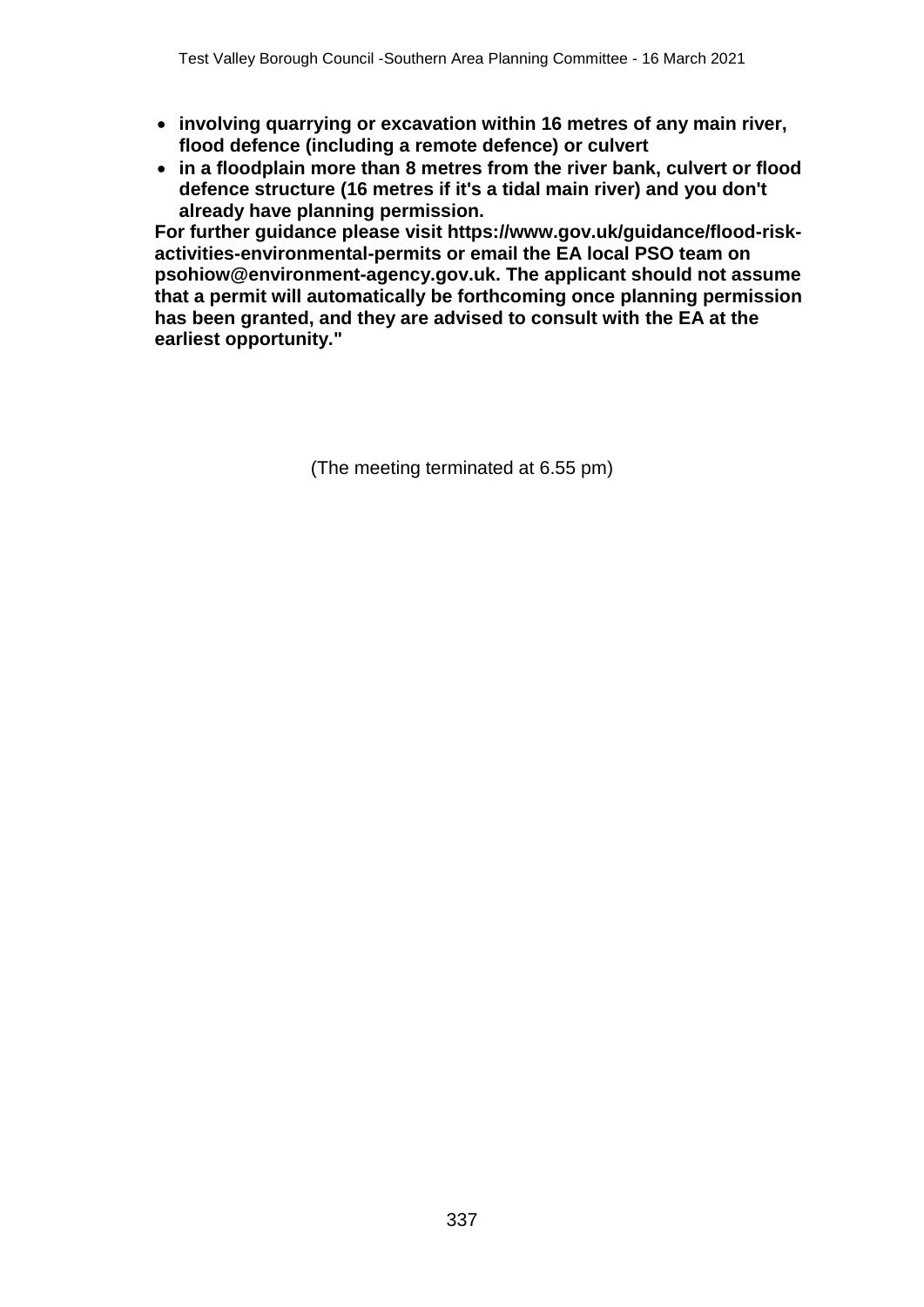- **involving quarrying or excavation within 16 metres of any main river, flood defence (including a remote defence) or culvert**
- **in a floodplain more than 8 metres from the river bank, culvert or flood defence structure (16 metres if it's a tidal main river) and you don't already have planning permission.**

**For further guidance please visit https://www.gov.uk/guidance/flood-risk-activities-environmental-permits or email the EA local PSO team on psohiow@environment-agency.gov.uk. The applicant should not assume that a permit will automatically be forthcoming once planning permission has been granted, and they are advised to consult with the EA at the earliest opportunity."**

(The meeting terminated at 6.55 pm)